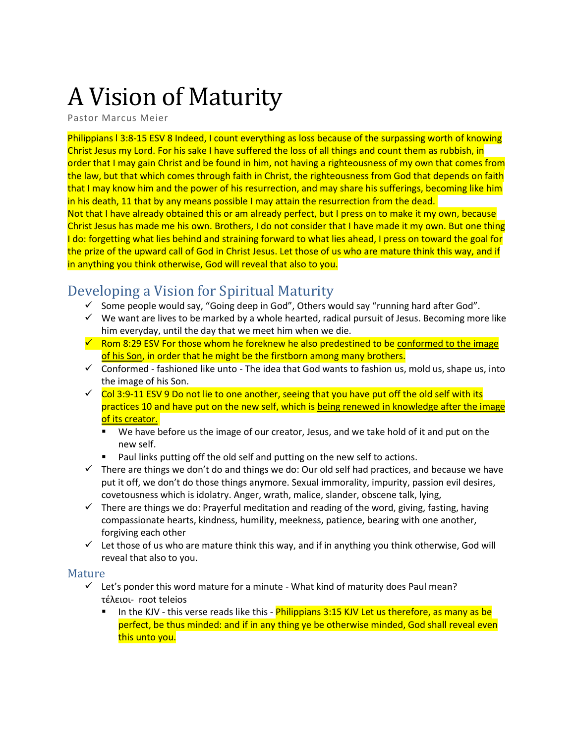# A Vision of Maturity

Pastor Marcus Meier

Philippians l 3:8-15 ESV 8 Indeed, I count everything as loss because of the surpassing worth of knowing Christ Jesus my Lord. For his sake I have suffered the loss of all things and count them as rubbish, in order that I may gain Christ and be found in him, not having a righteousness of my own that comes from the law, but that which comes through faith in Christ, the righteousness from God that depends on faith that I may know him and the power of his resurrection, and may share his sufferings, becoming like him in his death, 11 that by any means possible I may attain the resurrection from the dead.
Not that I have already obtained this or am already perfect, but I press on to make it my own, because Christ Jesus has made me his own. Brothers, I do not consider that I have made it my own. But one thing I do: forgetting what lies behind and straining forward to what lies ahead, I press on toward the goal for the prize of the upward call of God in Christ Jesus. Let those of us who are mature think this way, and if in anything you think otherwise, God will reveal that also to you.

## Developing a Vision for Spiritual Maturity

- ✓ Some people would say, "Going deep in God", Others would say "running hard after God".
- ✓ We want are lives to be marked by a whole hearted, radical pursuit of Jesus. Becoming more like him everyday, until the day that we meet him when we die.
- ✓ Rom 8:29 ESV For those whom he foreknew he also predestined to be <u>conformed to the image of his Son</u>, in order that he might be the firstborn among many brothers.
- ✓ Conformed - fashioned like unto - The idea that God wants to fashion us, mold us, shape us, into the image of his Son.
- ✓ Col 3:9-11 ESV 9 Do not lie to one another, seeing that you have put off the old self with its practices 10 and have put on the new self, which is <u>being renewed in knowledge after the image of its creator.</u>
  - We have before us the image of our creator, Jesus, and we take hold of it and put on the new self.
  - Paul links putting off the old self and putting on the new self to actions.
- ✓ There are things we don't do and things we do: Our old self had practices, and because we have put it off, we don't do those things anymore. Sexual immorality, impurity, passion evil desires, covetousness which is idolatry. Anger, wrath, malice, slander, obscene talk, lying,
- ✓ There are things we do: Prayerful meditation and reading of the word, giving, fasting, having compassionate hearts, kindness, humility, meekness, patience, bearing with one another, forgiving each other
- ✓ Let those of us who are mature think this way, and if in anything you think otherwise, God will reveal that also to you.

### Mature

- ✓ Let's ponder this word mature for a minute - What kind of maturity does Paul mean? τέλειοι- root teleios
  - In the KJV - this verse reads like this - Philippians 3:15 KJV Let us therefore, as many as be perfect, be thus minded: and if in any thing ye be otherwise minded, God shall reveal even this unto you.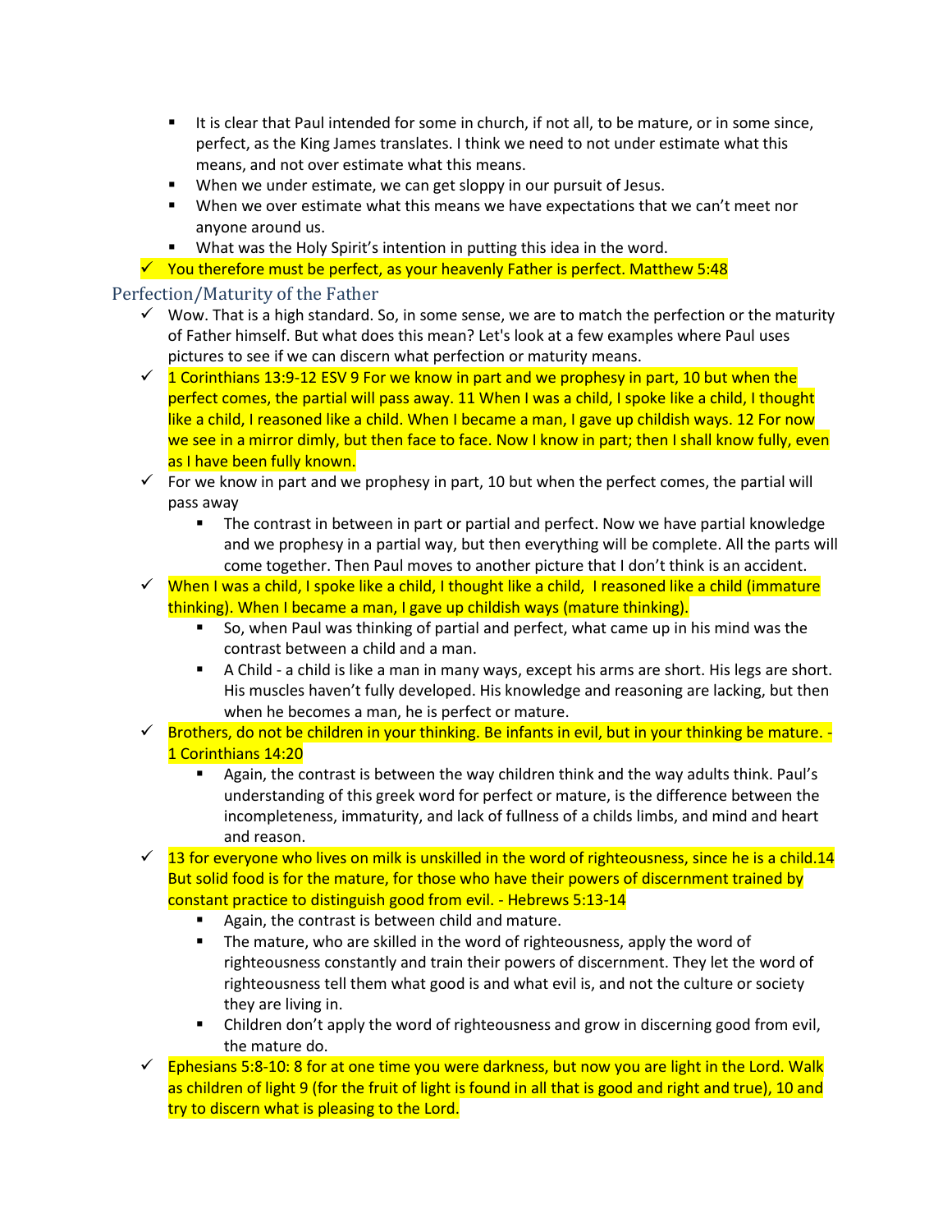- It is clear that Paul intended for some in church, if not all, to be mature, or in some since, perfect, as the King James translates. I think we need to not under estimate what this means, and not over estimate what this means.
   - When we under estimate, we can get sloppy in our pursuit of Jesus.
   - When we over estimate what this means we have expectations that we can't meet nor anyone around us.
   - What was the Holy Spirit's intention in putting this idea in the word.
- ✓ You therefore must be perfect, as your heavenly Father is perfect. Matthew 5:48

## Perfection/Maturity of the Father

- ✓ Wow. That is a high standard. So, in some sense, we are to match the perfection or the maturity of Father himself. But what does this mean? Let's look at a few examples where Paul uses pictures to see if we can discern what perfection or maturity means.
- ✓ 1 Corinthians 13:9-12 ESV 9 For we know in part and we prophesy in part, 10 but when the perfect comes, the partial will pass away. 11 When I was a child, I spoke like a child, I thought like a child, I reasoned like a child. When I became a man, I gave up childish ways. 12 For now we see in a mirror dimly, but then face to face. Now I know in part; then I shall know fully, even as I have been fully known.
- ✓ For we know in part and we prophesy in part, 10 but when the perfect comes, the partial will pass away
   - The contrast in between in part or partial and perfect. Now we have partial knowledge and we prophesy in a partial way, but then everything will be complete. All the parts will come together. Then Paul moves to another picture that I don't think is an accident.
- ✓ When I was a child, I spoke like a child, I thought like a child, I reasoned like a child (immature thinking). When I became a man, I gave up childish ways (mature thinking).
   - So, when Paul was thinking of partial and perfect, what came up in his mind was the contrast between a child and a man.
   - A Child - a child is like a man in many ways, except his arms are short. His legs are short. His muscles haven't fully developed. His knowledge and reasoning are lacking, but then when he becomes a man, he is perfect or mature.
- ✓ Brothers, do not be children in your thinking. Be infants in evil, but in your thinking be mature. - 1 Corinthians 14:20
   - Again, the contrast is between the way children think and the way adults think. Paul's understanding of this greek word for perfect or mature, is the difference between the incompleteness, immaturity, and lack of fullness of a childs limbs, and mind and heart and reason.
- ✓ 13 for everyone who lives on milk is unskilled in the word of righteousness, since he is a child.14 But solid food is for the mature, for those who have their powers of discernment trained by constant practice to distinguish good from evil. - Hebrews 5:13-14
   - Again, the contrast is between child and mature.
   - The mature, who are skilled in the word of righteousness, apply the word of righteousness constantly and train their powers of discernment. They let the word of righteousness tell them what good is and what evil is, and not the culture or society they are living in.
   - Children don't apply the word of righteousness and grow in discerning good from evil, the mature do.
- ✓ Ephesians 5:8-10: 8 for at one time you were darkness, but now you are light in the Lord. Walk as children of light 9 (for the fruit of light is found in all that is good and right and true), 10 and try to discern what is pleasing to the Lord.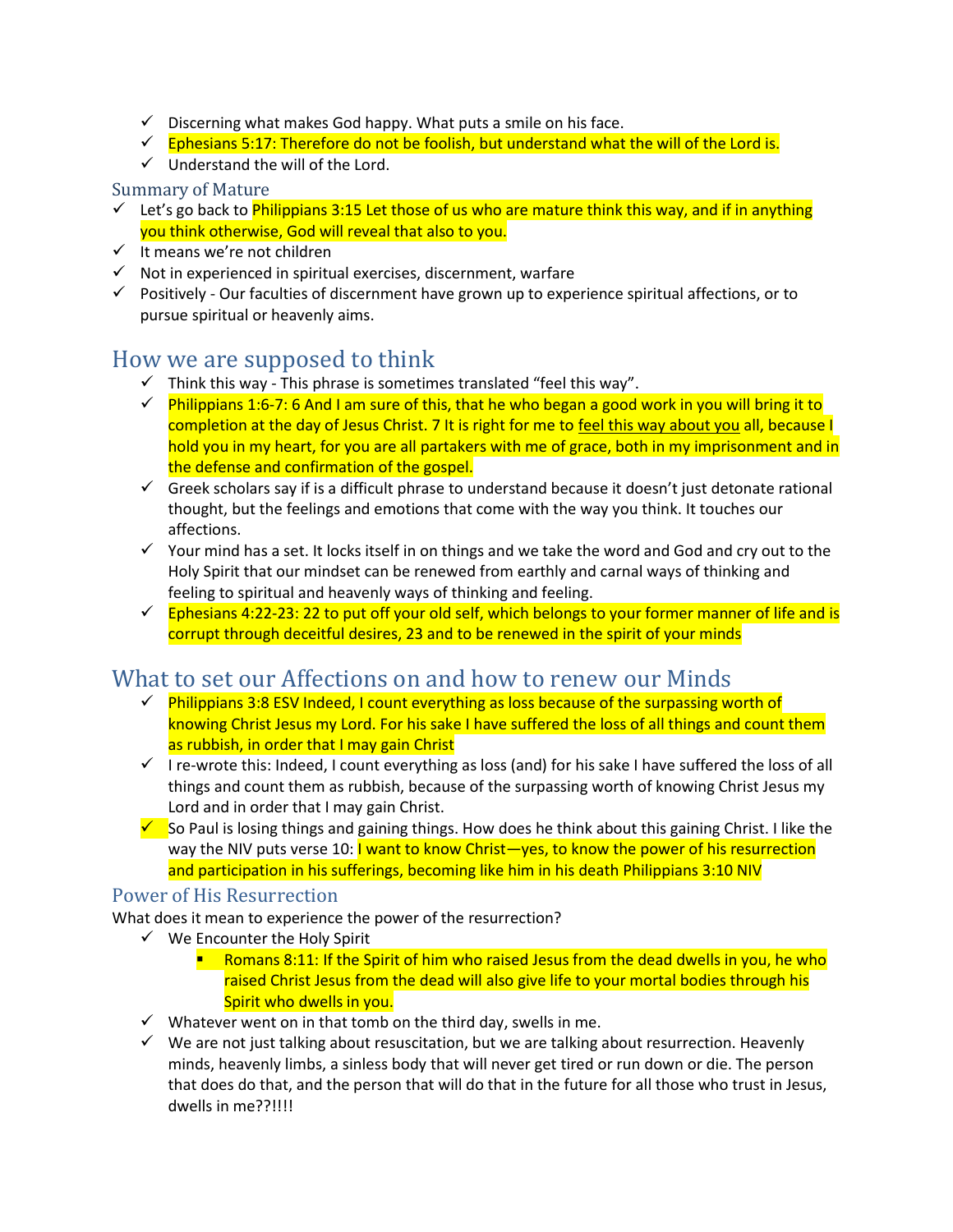- ✓ Discerning what makes God happy. What puts a smile on his face.
- ✓ Ephesians 5:17: Therefore do not be foolish, but understand what the will of the Lord is.
- ✓ Understand the will of the Lord.

### Summary of Mature

- ✓ Let's go back to Philippians 3:15 Let those of us who are mature think this way, and if in anything you think otherwise, God will reveal that also to you.
- ✓ It means we're not children
- ✓ Not in experienced in spiritual exercises, discernment, warfare
- ✓ Positively - Our faculties of discernment have grown up to experience spiritual affections, or to pursue spiritual or heavenly aims.

## How we are supposed to think

- ✓ Think this way - This phrase is sometimes translated "feel this way".
- ✓ Philippians 1:6-7: 6 And I am sure of this, that he who began a good work in you will bring it to completion at the day of Jesus Christ. 7 It is right for me to <u>feel this way about you</u> all, because I hold you in my heart, for you are all partakers with me of grace, both in my imprisonment and in the defense and confirmation of the gospel.
- ✓ Greek scholars say if is a difficult phrase to understand because it doesn't just detonate rational thought, but the feelings and emotions that come with the way you think. It touches our affections.
- ✓ Your mind has a set. It locks itself in on things and we take the word and God and cry out to the Holy Spirit that our mindset can be renewed from earthly and carnal ways of thinking and feeling to spiritual and heavenly ways of thinking and feeling.
- ✓ Ephesians 4:22-23: 22 to put off your old self, which belongs to your former manner of life and is corrupt through deceitful desires, 23 and to be renewed in the spirit of your minds

## What to set our Affections on and how to renew our Minds

- ✓ Philippians 3:8 ESV Indeed, I count everything as loss because of the surpassing worth of knowing Christ Jesus my Lord. For his sake I have suffered the loss of all things and count them as rubbish, in order that I may gain Christ
- ✓ I re-wrote this: Indeed, I count everything as loss (and) for his sake I have suffered the loss of all things and count them as rubbish, because of the surpassing worth of knowing Christ Jesus my Lord and in order that I may gain Christ.
- ✓ So Paul is losing things and gaining things. How does he think about this gaining Christ. I like the way the NIV puts verse 10: I want to know Christ—yes, to know the power of his resurrection and participation in his sufferings, becoming like him in his death Philippians 3:10 NIV

### Power of His Resurrection

What does it mean to experience the power of the resurrection?

- ✓ We Encounter the Holy Spirit
  - Romans 8:11: If the Spirit of him who raised Jesus from the dead dwells in you, he who raised Christ Jesus from the dead will also give life to your mortal bodies through his Spirit who dwells in you.
- ✓ Whatever went on in that tomb on the third day, swells in me.
- ✓ We are not just talking about resuscitation, but we are talking about resurrection. Heavenly minds, heavenly limbs, a sinless body that will never get tired or run down or die. The person that does do that, and the person that will do that in the future for all those who trust in Jesus, dwells in me??!!!!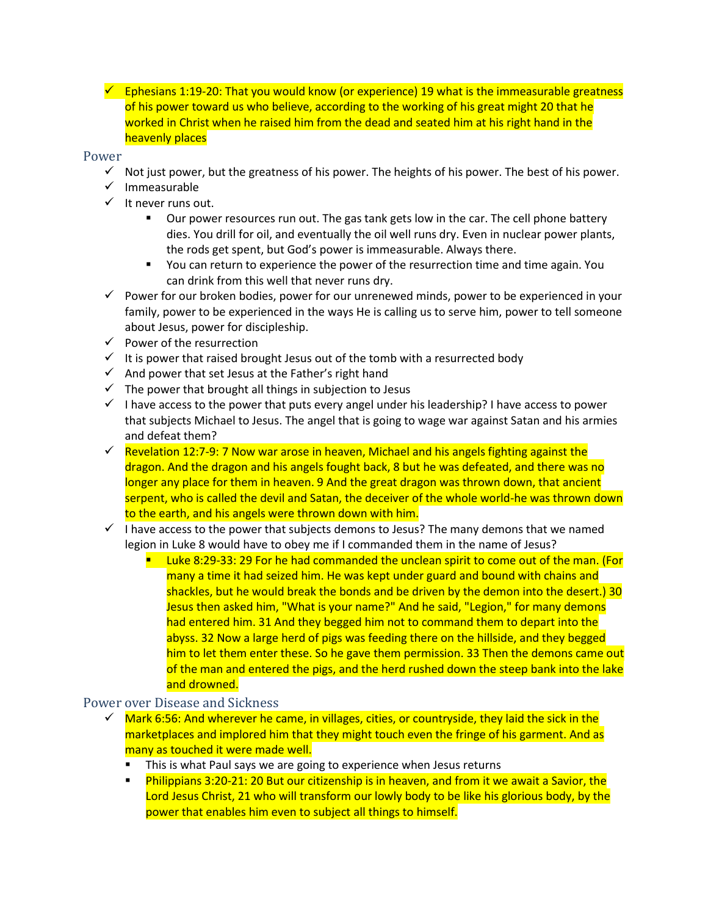- Ephesians 1:19-20: That you would know (or experience) 19 what is the immeasurable greatness of his power toward us who believe, according to the working of his great might 20 that he worked in Christ when he raised him from the dead and seated him at his right hand in the heavenly places

## Power

- Not just power, but the greatness of his power. The heights of his power. The best of his power.
- Immeasurable
- It never runs out.
  - Our power resources run out. The gas tank gets low in the car. The cell phone battery dies. You drill for oil, and eventually the oil well runs dry. Even in nuclear power plants, the rods get spent, but God's power is immeasurable. Always there.
  - You can return to experience the power of the resurrection time and time again. You can drink from this well that never runs dry.
- Power for our broken bodies, power for our unrenewed minds, power to be experienced in your family, power to be experienced in the ways He is calling us to serve him, power to tell someone about Jesus, power for discipleship.
- Power of the resurrection
- It is power that raised brought Jesus out of the tomb with a resurrected body
- And power that set Jesus at the Father's right hand
- The power that brought all things in subjection to Jesus
- I have access to the power that puts every angel under his leadership? I have access to power that subjects Michael to Jesus. The angel that is going to wage war against Satan and his armies and defeat them?
- Revelation 12:7-9: 7 Now war arose in heaven, Michael and his angels fighting against the dragon. And the dragon and his angels fought back, 8 but he was defeated, and there was no longer any place for them in heaven. 9 And the great dragon was thrown down, that ancient serpent, who is called the devil and Satan, the deceiver of the whole world-he was thrown down to the earth, and his angels were thrown down with him.
- I have access to the power that subjects demons to Jesus? The many demons that we named legion in Luke 8 would have to obey me if I commanded them in the name of Jesus?
  - Luke 8:29-33: 29 For he had commanded the unclean spirit to come out of the man. (For many a time it had seized him. He was kept under guard and bound with chains and shackles, but he would break the bonds and be driven by the demon into the desert.) 30 Jesus then asked him, "What is your name?" And he said, "Legion," for many demons had entered him. 31 And they begged him not to command them to depart into the abyss. 32 Now a large herd of pigs was feeding there on the hillside, and they begged him to let them enter these. So he gave them permission. 33 Then the demons came out of the man and entered the pigs, and the herd rushed down the steep bank into the lake and drowned.

## Power over Disease and Sickness

- Mark 6:56: And wherever he came, in villages, cities, or countryside, they laid the sick in the marketplaces and implored him that they might touch even the fringe of his garment. And as many as touched it were made well.
  - This is what Paul says we are going to experience when Jesus returns
  - Philippians 3:20-21: 20 But our citizenship is in heaven, and from it we await a Savior, the Lord Jesus Christ, 21 who will transform our lowly body to be like his glorious body, by the power that enables him even to subject all things to himself.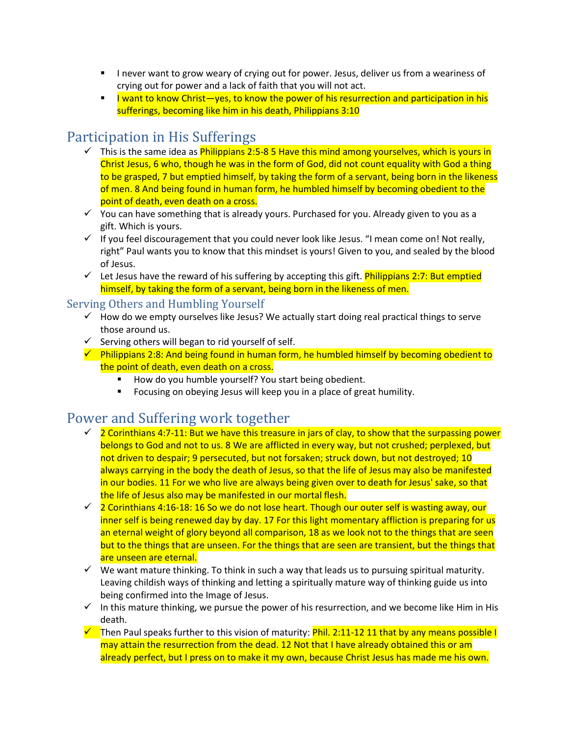- I never want to grow weary of crying out for power. Jesus, deliver us from a weariness of crying out for power and a lack of faith that you will not act.
- I want to know Christ—yes, to know the power of his resurrection and participation in his sufferings, becoming like him in his death, Philippians 3:10

## Participation in His Sufferings

- ✓ This is the same idea as Philippians 2:5-8 5 Have this mind among yourselves, which is yours in Christ Jesus, 6 who, though he was in the form of God, did not count equality with God a thing to be grasped, 7 but emptied himself, by taking the form of a servant, being born in the likeness of men. 8 And being found in human form, he humbled himself by becoming obedient to the point of death, even death on a cross.
- ✓ You can have something that is already yours. Purchased for you. Already given to you as a gift. Which is yours.
- ✓ If you feel discouragement that you could never look like Jesus. "I mean come on! Not really, right" Paul wants you to know that this mindset is yours! Given to you, and sealed by the blood of Jesus.
- ✓ Let Jesus have the reward of his suffering by accepting this gift. Philippians 2:7: But emptied himself, by taking the form of a servant, being born in the likeness of men.

### Serving Others and Humbling Yourself

- ✓ How do we empty ourselves like Jesus? We actually start doing real practical things to serve those around us.
- ✓ Serving others will began to rid yourself of self.
- ✓ Philippians 2:8: And being found in human form, he humbled himself by becoming obedient to the point of death, even death on a cross.
  - How do you humble yourself? You start being obedient.
  - Focusing on obeying Jesus will keep you in a place of great humility.

## Power and Suffering work together

- ✓ 2 Corinthians 4:7-11: But we have this treasure in jars of clay, to show that the surpassing power belongs to God and not to us. 8 We are afflicted in every way, but not crushed; perplexed, but not driven to despair; 9 persecuted, but not forsaken; struck down, but not destroyed; 10 always carrying in the body the death of Jesus, so that the life of Jesus may also be manifested in our bodies. 11 For we who live are always being given over to death for Jesus' sake, so that the life of Jesus also may be manifested in our mortal flesh.
- ✓ 2 Corinthians 4:16-18: 16 So we do not lose heart. Though our outer self is wasting away, our inner self is being renewed day by day. 17 For this light momentary affliction is preparing for us an eternal weight of glory beyond all comparison, 18 as we look not to the things that are seen but to the things that are unseen. For the things that are seen are transient, but the things that are unseen are eternal.
- ✓ We want mature thinking. To think in such a way that leads us to pursuing spiritual maturity. Leaving childish ways of thinking and letting a spiritually mature way of thinking guide us into being confirmed into the Image of Jesus.
- ✓ In this mature thinking, we pursue the power of his resurrection, and we become like Him in His death.
- ✓ Then Paul speaks further to this vision of maturity: Phil. 2:11-12 11 that by any means possible I may attain the resurrection from the dead. 12 Not that I have already obtained this or am already perfect, but I press on to make it my own, because Christ Jesus has made me his own.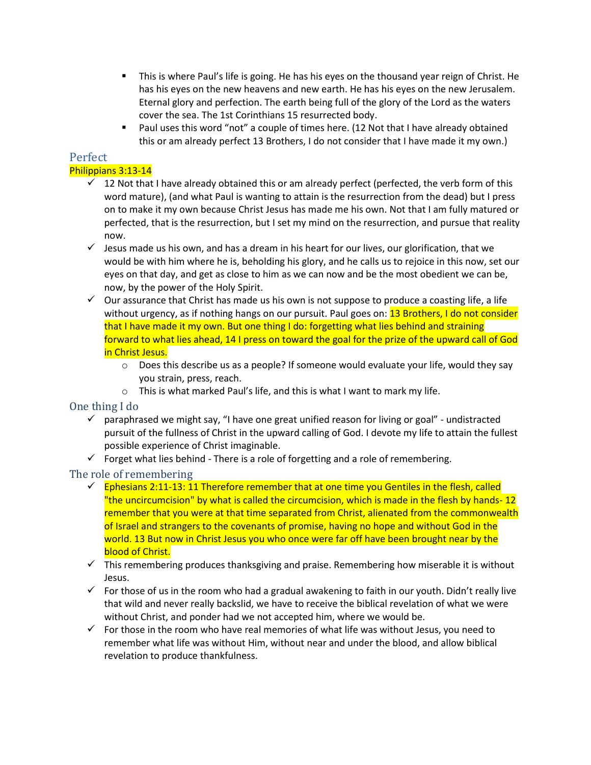- This is where Paul's life is going. He has his eyes on the thousand year reign of Christ. He has his eyes on the new heavens and new earth. He has his eyes on the new Jerusalem. Eternal glory and perfection. The earth being full of the glory of the Lord as the waters cover the sea. The 1st Corinthians 15 resurrected body.
   - Paul uses this word "not" a couple of times here. (12 Not that I have already obtained this or am already perfect 13 Brothers, I do not consider that I have made it my own.)

## Perfect

Philippians 3:13-14

- ✓ 12 Not that I have already obtained this or am already perfect (perfected, the verb form of this word mature), (and what Paul is wanting to attain is the resurrection from the dead) but I press on to make it my own because Christ Jesus has made me his own. Not that I am fully matured or perfected, that is the resurrection, but I set my mind on the resurrection, and pursue that reality now.
- ✓ Jesus made us his own, and has a dream in his heart for our lives, our glorification, that we would be with him where he is, beholding his glory, and he calls us to rejoice in this now, set our eyes on that day, and get as close to him as we can now and be the most obedient we can be, now, by the power of the Holy Spirit.
- ✓ Our assurance that Christ has made us his own is not suppose to produce a coasting life, a life without urgency, as if nothing hangs on our pursuit. Paul goes on: 13 Brothers, I do not consider that I have made it my own. But one thing I do: forgetting what lies behind and straining forward to what lies ahead, 14 I press on toward the goal for the prize of the upward call of God in Christ Jesus.
   - Does this describe us as a people? If someone would evaluate your life, would they say you strain, press, reach.
   - This is what marked Paul's life, and this is what I want to mark my life.

## One thing I do

- ✓ paraphrased we might say, "I have one great unified reason for living or goal" - undistracted pursuit of the fullness of Christ in the upward calling of God. I devote my life to attain the fullest possible experience of Christ imaginable.
- ✓ Forget what lies behind - There is a role of forgetting and a role of remembering.

## The role of remembering

- ✓ Ephesians 2:11-13: 11 Therefore remember that at one time you Gentiles in the flesh, called "the uncircumcision" by what is called the circumcision, which is made in the flesh by hands- 12 remember that you were at that time separated from Christ, alienated from the commonwealth of Israel and strangers to the covenants of promise, having no hope and without God in the world. 13 But now in Christ Jesus you who once were far off have been brought near by the blood of Christ.
- ✓ This remembering produces thanksgiving and praise. Remembering how miserable it is without Jesus.
- ✓ For those of us in the room who had a gradual awakening to faith in our youth. Didn't really live that wild and never really backslid, we have to receive the biblical revelation of what we were without Christ, and ponder had we not accepted him, where we would be.
- ✓ For those in the room who have real memories of what life was without Jesus, you need to remember what life was without Him, without near and under the blood, and allow biblical revelation to produce thankfulness.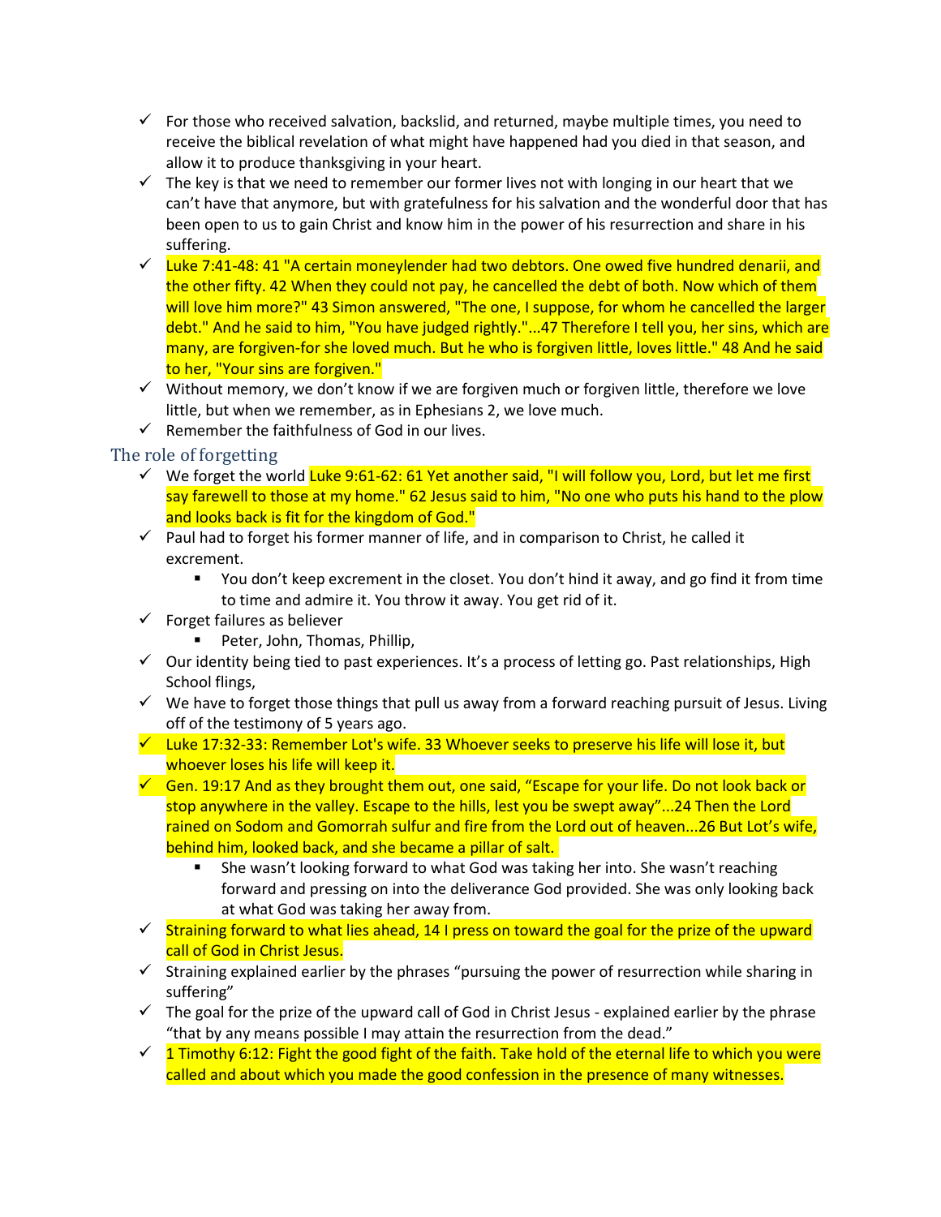- ✓ For those who received salvation, backslid, and returned, maybe multiple times, you need to receive the biblical revelation of what might have happened had you died in that season, and allow it to produce thanksgiving in your heart.
- ✓ The key is that we need to remember our former lives not with longing in our heart that we can't have that anymore, but with gratefulness for his salvation and the wonderful door that has been open to us to gain Christ and know him in the power of his resurrection and share in his suffering.
- ✓ Luke 7:41-48: 41 "A certain moneylender had two debtors. One owed five hundred denarii, and the other fifty. 42 When they could not pay, he cancelled the debt of both. Now which of them will love him more?" 43 Simon answered, "The one, I suppose, for whom he cancelled the larger debt." And he said to him, "You have judged rightly."...47 Therefore I tell you, her sins, which are many, are forgiven-for she loved much. But he who is forgiven little, loves little." 48 And he said to her, "Your sins are forgiven."
- ✓ Without memory, we don't know if we are forgiven much or forgiven little, therefore we love little, but when we remember, as in Ephesians 2, we love much.
- ✓ Remember the faithfulness of God in our lives.

## The role of forgetting

- ✓ We forget the world Luke 9:61-62: 61 Yet another said, "I will follow you, Lord, but let me first say farewell to those at my home." 62 Jesus said to him, "No one who puts his hand to the plow and looks back is fit for the kingdom of God."
- ✓ Paul had to forget his former manner of life, and in comparison to Christ, he called it excrement.
  - You don't keep excrement in the closet. You don't hind it away, and go find it from time to time and admire it. You throw it away. You get rid of it.
- ✓ Forget failures as believer
  - Peter, John, Thomas, Phillip,
- ✓ Our identity being tied to past experiences. It's a process of letting go. Past relationships, High School flings,
- ✓ We have to forget those things that pull us away from a forward reaching pursuit of Jesus. Living off of the testimony of 5 years ago.
- ✓ Luke 17:32-33: Remember Lot's wife. 33 Whoever seeks to preserve his life will lose it, but whoever loses his life will keep it.
- ✓ Gen. 19:17 And as they brought them out, one said, "Escape for your life. Do not look back or stop anywhere in the valley. Escape to the hills, lest you be swept away"...24 Then the Lord rained on Sodom and Gomorrah sulfur and fire from the Lord out of heaven...26 But Lot's wife, behind him, looked back, and she became a pillar of salt.
  - She wasn't looking forward to what God was taking her into. She wasn't reaching forward and pressing on into the deliverance God provided. She was only looking back at what God was taking her away from.
- ✓ Straining forward to what lies ahead, 14 I press on toward the goal for the prize of the upward call of God in Christ Jesus.
- ✓ Straining explained earlier by the phrases "pursuing the power of resurrection while sharing in suffering"
- ✓ The goal for the prize of the upward call of God in Christ Jesus - explained earlier by the phrase "that by any means possible I may attain the resurrection from the dead."
- ✓ 1 Timothy 6:12: Fight the good fight of the faith. Take hold of the eternal life to which you were called and about which you made the good confession in the presence of many witnesses.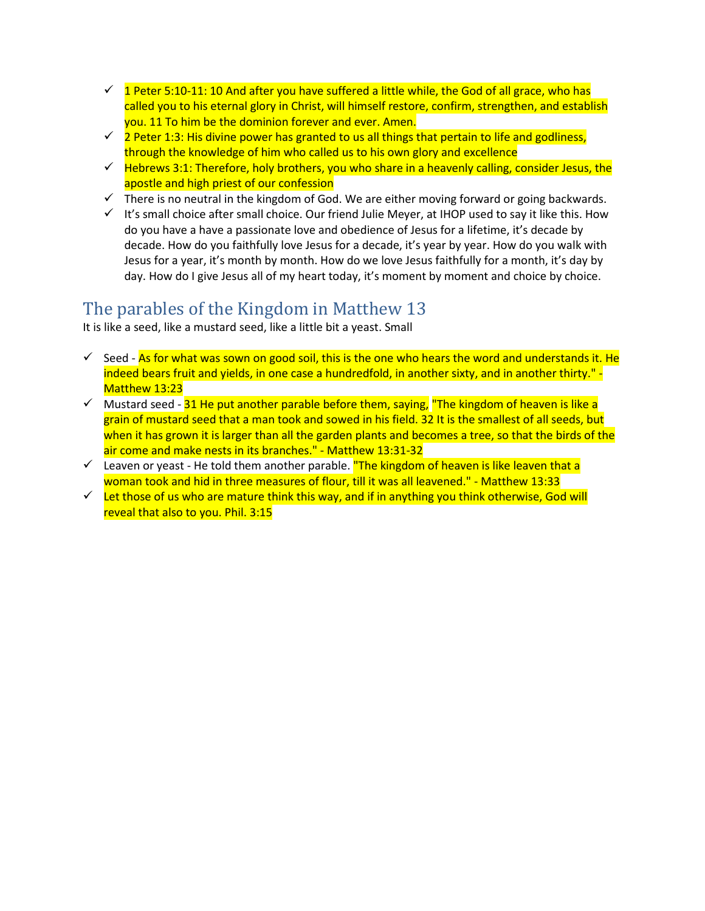- ✓ 1 Peter 5:10-11: 10 And after you have suffered a little while, the God of all grace, who has called you to his eternal glory in Christ, will himself restore, confirm, strengthen, and establish you. 11 To him be the dominion forever and ever. Amen.
- ✓ 2 Peter 1:3: His divine power has granted to us all things that pertain to life and godliness, through the knowledge of him who called us to his own glory and excellence
- ✓ Hebrews 3:1: Therefore, holy brothers, you who share in a heavenly calling, consider Jesus, the apostle and high priest of our confession
- ✓ There is no neutral in the kingdom of God. We are either moving forward or going backwards.
- ✓ It's small choice after small choice. Our friend Julie Meyer, at IHOP used to say it like this. How do you have a have a passionate love and obedience of Jesus for a lifetime, it's decade by decade. How do you faithfully love Jesus for a decade, it's year by year. How do you walk with Jesus for a year, it's month by month. How do we love Jesus faithfully for a month, it's day by day. How do I give Jesus all of my heart today, it's moment by moment and choice by choice.

## The parables of the Kingdom in Matthew 13

It is like a seed, like a mustard seed, like a little bit a yeast. Small

- ✓ Seed - As for what was sown on good soil, this is the one who hears the word and understands it. He indeed bears fruit and yields, in one case a hundredfold, in another sixty, and in another thirty." - Matthew 13:23
- ✓ Mustard seed - 31 He put another parable before them, saying, "The kingdom of heaven is like a grain of mustard seed that a man took and sowed in his field. 32 It is the smallest of all seeds, but when it has grown it is larger than all the garden plants and becomes a tree, so that the birds of the air come and make nests in its branches." - Matthew 13:31-32
- ✓ Leaven or yeast - He told them another parable. "The kingdom of heaven is like leaven that a woman took and hid in three measures of flour, till it was all leavened." - Matthew 13:33
- ✓ Let those of us who are mature think this way, and if in anything you think otherwise, God will reveal that also to you. Phil. 3:15